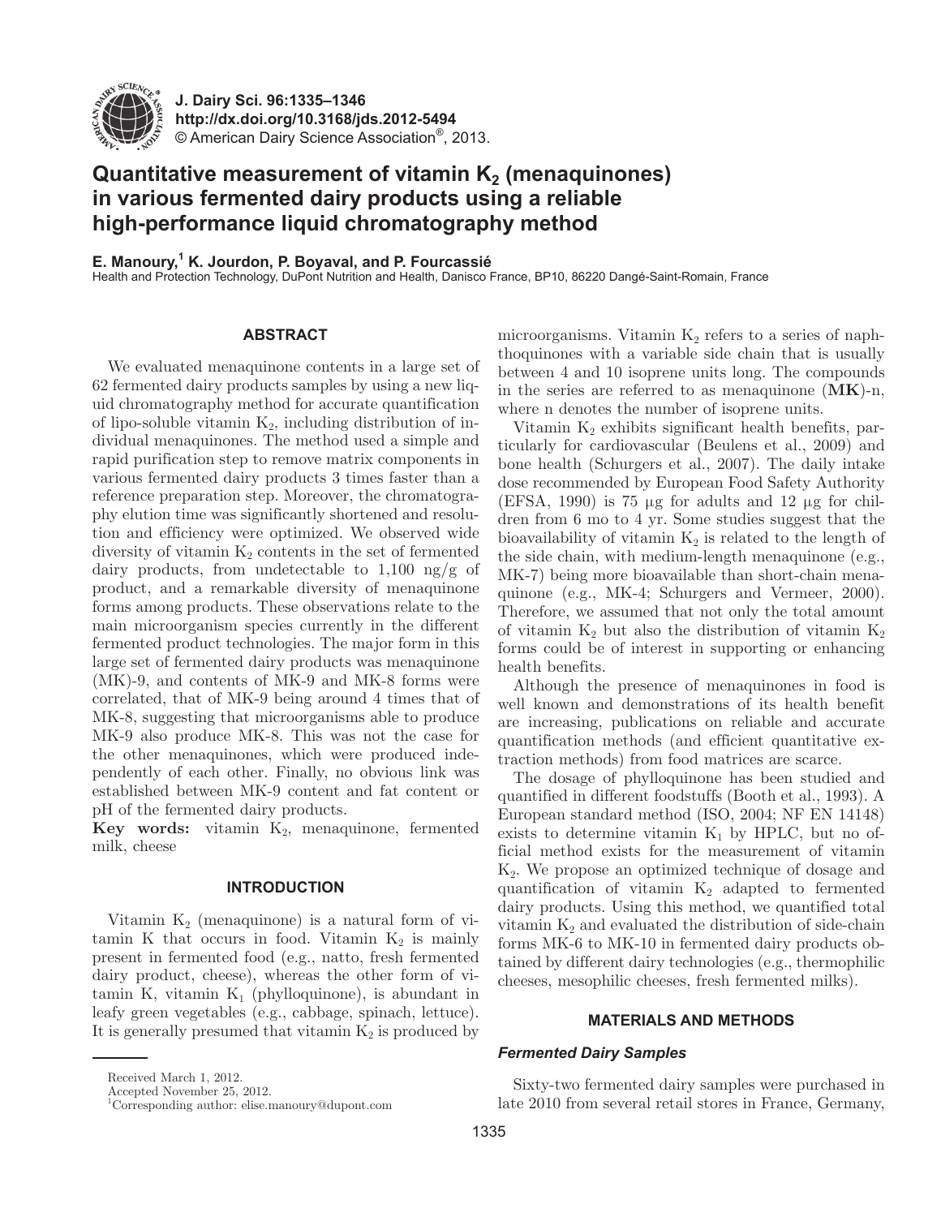# Quantitative measurement of vitamin $K_2$ (menaquinones) in various fermented dairy products using a reliable high-performance liquid chromatography method

**E. Manoury,[1] K. Jourdon, P. Boyaval, and P. Fourcassié**

Health and Protection Technology, DuPont Nutrition and Health, Danisco France, BP10, 86220 Dangé-Saint-Romain, France

## ABSTRACT

We evaluated menaquinone contents in a large set of 62 fermented dairy products samples by using a new liquid chromatography method for accurate quantification of lipo-soluble vitamin $K_2$, including distribution of individual menaquinones. The method used a simple and rapid purification step to remove matrix components in various fermented dairy products 3 times faster than a reference preparation step. Moreover, the chromatography elution time was significantly shortened and resolution and efficiency were optimized. We observed wide diversity of vitamin $K_2$ contents in the set of fermented dairy products, from undetectable to 1,100 ng/g of product, and a remarkable diversity of menaquinone forms among products. These observations relate to the main microorganism species currently in the different fermented product technologies. The major form in this large set of fermented dairy products was menaquinone (MK)-9, and contents of MK-9 and MK-8 forms were correlated, that of MK-9 being around 4 times that of MK-8, suggesting that microorganisms able to produce MK-9 also produce MK-8. This was not the case for the other menaquinones, which were produced independently of each other. Finally, no obvious link was established between MK-9 content and fat content or pH of the fermented dairy products.

**Key words:** vitamin $K_2$, menaquinone, fermented milk, cheese

## INTRODUCTION

Vitamin $K_2$ (menaquinone) is a natural form of vitamin K that occurs in food. Vitamin $K_2$ is mainly present in fermented food (e.g., natto, fresh fermented dairy product, cheese), whereas the other form of vitamin K, vitamin $K_1$ (phylloquinone), is abundant in leafy green vegetables (e.g., cabbage, spinach, lettuce). It is generally presumed that vitamin $K_2$ is produced by microorganisms. Vitamin $K_2$ refers to a series of naphthoquinones with a variable side chain that is usually between 4 and 10 isoprene units long. The compounds in the series are referred to as menaquinone (**MK**)-n, where n denotes the number of isoprene units.

Vitamin $K_2$ exhibits significant health benefits, particularly for cardiovascular (Beulens et al., 2009) and bone health (Schurgers et al., 2007). The daily intake dose recommended by European Food Safety Authority (EFSA, 1990) is 75 µg for adults and 12 µg for children from 6 mo to 4 yr. Some studies suggest that the bioavailability of vitamin $K_2$ is related to the length of the side chain, with medium-length menaquinone (e.g., MK-7) being more bioavailable than short-chain menaquinone (e.g., MK-4; Schurgers and Vermeer, 2000). Therefore, we assumed that not only the total amount of vitamin $K_2$ but also the distribution of vitamin $K_2$ forms could be of interest in supporting or enhancing health benefits.

Although the presence of menaquinones in food is well known and demonstrations of its health benefit are increasing, publications on reliable and accurate quantification methods (and efficient quantitative extraction methods) from food matrices are scarce.

The dosage of phylloquinone has been studied and quantified in different foodstuffs (Booth et al., 1993). A European standard method (ISO, 2004; NF EN 14148) exists to determine vitamin $K_1$ by HPLC, but no official method exists for the measurement of vitamin $K_2$. We propose an optimized technique of dosage and quantification of vitamin $K_2$ adapted to fermented dairy products. Using this method, we quantified total vitamin $K_2$ and evaluated the distribution of side-chain forms MK-6 to MK-10 in fermented dairy products obtained by different dairy technologies (e.g., thermophilic cheeses, mesophilic cheeses, fresh fermented milks).

## MATERIALS AND METHODS

### *Fermented Dairy Samples*

Sixty-two fermented dairy samples were purchased in late 2010 from several retail stores in France, Germany,

---

Received March 1, 2012.
Accepted November 25, 2012.
[1]Corresponding author: elise.manoury@dupont.com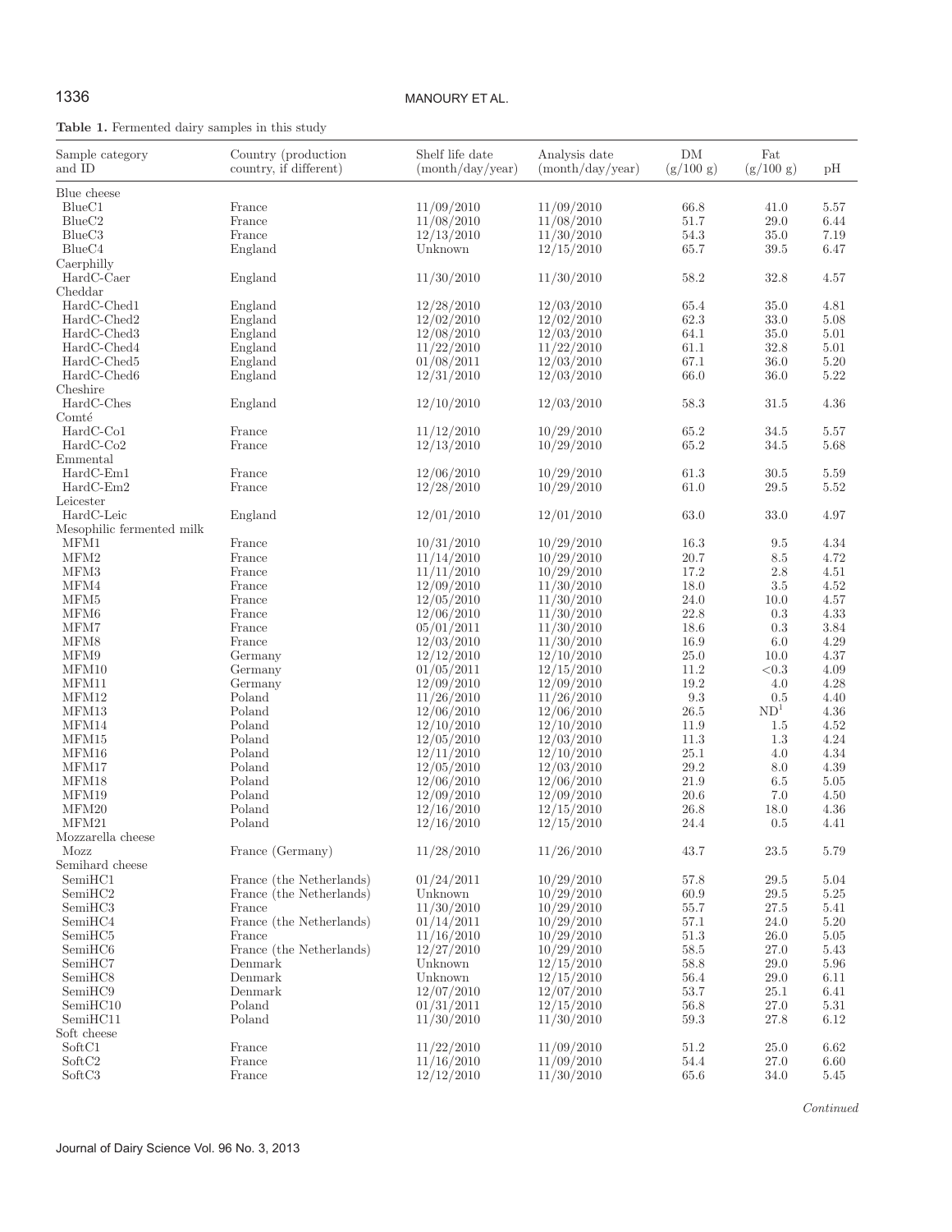**Table 1.** Fermented dairy samples in this study

| Sample category and ID | Country (production country, if different) | Shelf life date (month/day/year) | Analysis date (month/day/year) | DM (g/100 g) | Fat (g/100 g) | pH |
|---|---|---|---|---|---|---|
| Blue cheese | | | | | | |
| BlueC1 | France | 11/09/2010 | 11/09/2010 | 66.8 | 41.0 | 5.57 |
| BlueC2 | France | 11/08/2010 | 11/08/2010 | 51.7 | 29.0 | 6.44 |
| BlueC3 | France | 12/13/2010 | 11/30/2010 | 54.3 | 35.0 | 7.19 |
| BlueC4 | England | Unknown | 12/15/2010 | 65.7 | 39.5 | 6.47 |
| Caerphilly | | | | | | |
| HardC-Caer | England | 11/30/2010 | 11/30/2010 | 58.2 | 32.8 | 4.57 |
| Cheddar | | | | | | |
| HardC-Ched1 | England | 12/28/2010 | 12/03/2010 | 65.4 | 35.0 | 4.81 |
| HardC-Ched2 | England | 12/02/2010 | 12/02/2010 | 62.3 | 33.0 | 5.08 |
| HardC-Ched3 | England | 12/08/2010 | 12/03/2010 | 64.1 | 35.0 | 5.01 |
| HardC-Ched4 | England | 11/22/2010 | 11/22/2010 | 61.1 | 32.8 | 5.01 |
| HardC-Ched5 | England | 01/08/2011 | 12/03/2010 | 67.1 | 36.0 | 5.20 |
| HardC-Ched6 | England | 12/31/2010 | 12/03/2010 | 66.0 | 36.0 | 5.22 |
| Cheshire | | | | | | |
| HardC-Ches | England | 12/10/2010 | 12/03/2010 | 58.3 | 31.5 | 4.36 |
| Comté | | | | | | |
| HardC-Co1 | France | 11/12/2010 | 10/29/2010 | 65.2 | 34.5 | 5.57 |
| HardC-Co2 | France | 12/13/2010 | 10/29/2010 | 65.2 | 34.5 | 5.68 |
| Emmental | | | | | | |
| HardC-Em1 | France | 12/06/2010 | 10/29/2010 | 61.3 | 30.5 | 5.59 |
| HardC-Em2 | France | 12/28/2010 | 10/29/2010 | 61.0 | 29.5 | 5.52 |
| Leicester | | | | | | |
| HardC-Leic | England | 12/01/2010 | 12/01/2010 | 63.0 | 33.0 | 4.97 |
| Mesophilic fermented milk | | | | | | |
| MFM1 | France | 10/31/2010 | 10/29/2010 | 16.3 | 9.5 | 4.34 |
| MFM2 | France | 11/14/2010 | 10/29/2010 | 20.7 | 8.5 | 4.72 |
| MFM3 | France | 11/11/2010 | 10/29/2010 | 17.2 | 2.8 | 4.51 |
| MFM4 | France | 12/09/2010 | 11/30/2010 | 18.0 | 3.5 | 4.52 |
| MFM5 | France | 12/05/2010 | 11/30/2010 | 24.0 | 10.0 | 4.57 |
| MFM6 | France | 12/06/2010 | 11/30/2010 | 22.8 | 0.3 | 4.33 |
| MFM7 | France | 05/01/2011 | 11/30/2010 | 18.6 | 0.3 | 3.84 |
| MFM8 | France | 12/03/2010 | 11/30/2010 | 16.9 | 6.0 | 4.29 |
| MFM9 | Germany | 12/12/2010 | 12/10/2010 | 25.0 | 10.0 | 4.37 |
| MFM10 | Germany | 01/05/2011 | 12/15/2010 | 11.2 | <0.3 | 4.09 |
| MFM11 | Germany | 12/09/2010 | 12/09/2010 | 19.2 | 4.0 | 4.28 |
| MFM12 | Poland | 11/26/2010 | 11/26/2010 | 9.3 | 0.5 | 4.40 |
| MFM13 | Poland | 12/06/2010 | 12/06/2010 | 26.5 | ND[1] | 4.36 |
| MFM14 | Poland | 12/10/2010 | 12/10/2010 | 11.9 | 1.5 | 4.52 |
| MFM15 | Poland | 12/05/2010 | 12/03/2010 | 11.3 | 1.3 | 4.24 |
| MFM16 | Poland | 12/11/2010 | 12/10/2010 | 25.1 | 4.0 | 4.34 |
| MFM17 | Poland | 12/05/2010 | 12/03/2010 | 29.2 | 8.0 | 4.39 |
| MFM18 | Poland | 12/06/2010 | 12/06/2010 | 21.9 | 6.5 | 5.05 |
| MFM19 | Poland | 12/09/2010 | 12/09/2010 | 20.6 | 7.0 | 4.50 |
| MFM20 | Poland | 12/16/2010 | 12/15/2010 | 26.8 | 18.0 | 4.36 |
| MFM21 | Poland | 12/16/2010 | 12/15/2010 | 24.4 | 0.5 | 4.41 |
| Mozzarella cheese | | | | | | |
| Mozz | France (Germany) | 11/28/2010 | 11/26/2010 | 43.7 | 23.5 | 5.79 |
| Semihard cheese | | | | | | |
| SemiHC1 | France (the Netherlands) | 01/24/2011 | 10/29/2010 | 57.8 | 29.5 | 5.04 |
| SemiHC2 | France (the Netherlands) | Unknown | 10/29/2010 | 60.9 | 29.5 | 5.25 |
| SemiHC3 | France | 11/30/2010 | 10/29/2010 | 55.7 | 27.5 | 5.41 |
| SemiHC4 | France (the Netherlands) | 01/14/2011 | 10/29/2010 | 57.1 | 24.0 | 5.20 |
| SemiHC5 | France | 11/16/2010 | 10/29/2010 | 51.3 | 26.0 | 5.05 |
| SemiHC6 | France (the Netherlands) | 12/27/2010 | 10/29/2010 | 58.5 | 27.0 | 5.43 |
| SemiHC7 | Denmark | Unknown | 12/15/2010 | 58.8 | 29.0 | 5.96 |
| SemiHC8 | Denmark | Unknown | 12/15/2010 | 56.4 | 29.0 | 6.11 |
| SemiHC9 | Denmark | 12/07/2010 | 12/07/2010 | 53.7 | 25.1 | 6.41 |
| SemiHC10 | Poland | 01/31/2011 | 12/15/2010 | 56.8 | 27.0 | 5.31 |
| SemiHC11 | Poland | 11/30/2010 | 11/30/2010 | 59.3 | 27.8 | 6.12 |
| Soft cheese | | | | | | |
| SoftC1 | France | 11/22/2010 | 11/09/2010 | 51.2 | 25.0 | 6.62 |
| SoftC2 | France | 11/16/2010 | 11/09/2010 | 54.4 | 27.0 | 6.60 |
| SoftC3 | France | 12/12/2010 | 11/30/2010 | 65.6 | 34.0 | 5.45 |

*Continued*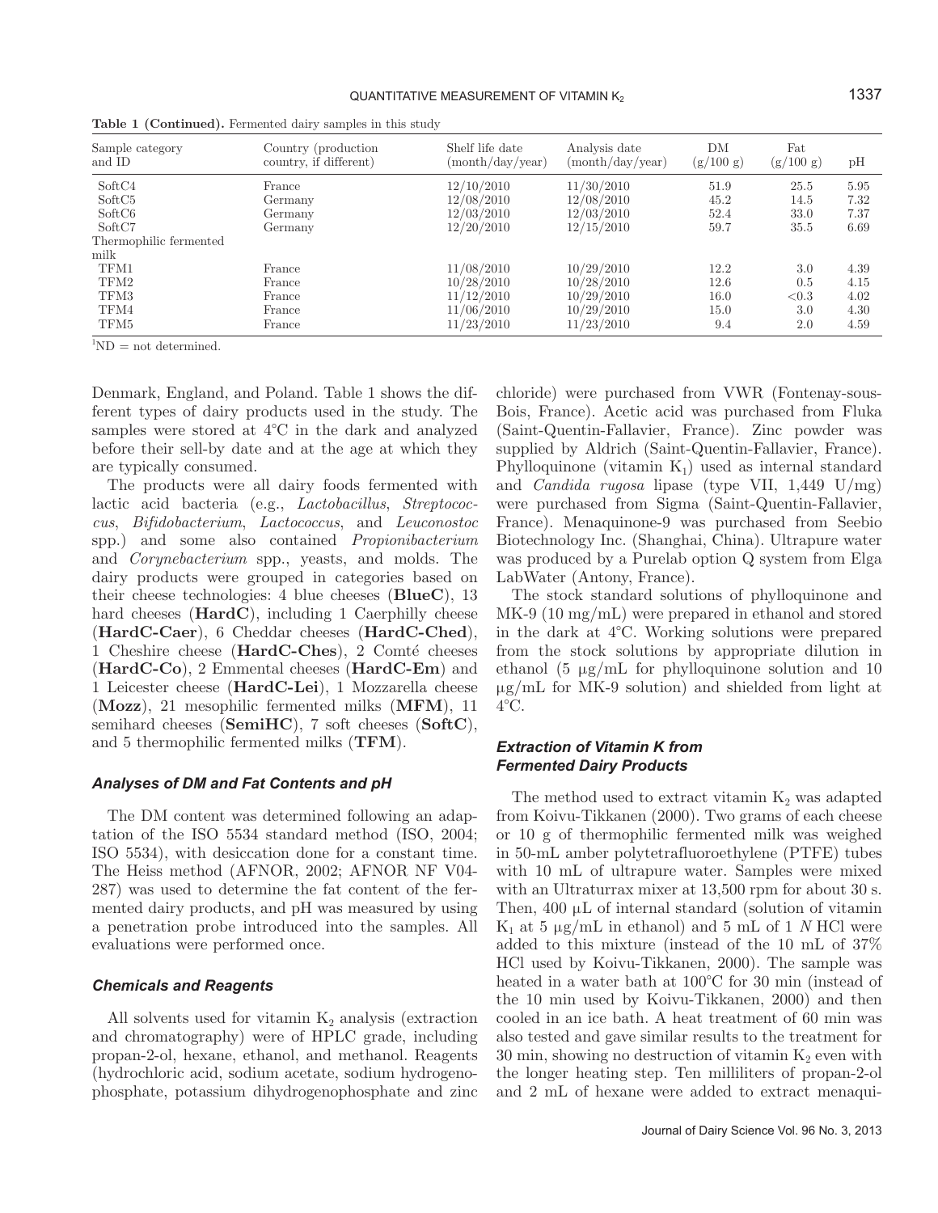**Table 1 (Continued).** Fermented dairy samples in this study

| Sample category and ID | Country (production country, if different) | Shelf life date (month/day/year) | Analysis date (month/day/year) | DM (g/100 g) | Fat (g/100 g) | pH |
|---|---|---|---|---|---|---|
| SoftC4 | France | 12/10/2010 | 11/30/2010 | 51.9 | 25.5 | 5.95 |
| SoftC5 | Germany | 12/08/2010 | 12/08/2010 | 45.2 | 14.5 | 7.32 |
| SoftC6 | Germany | 12/03/2010 | 12/03/2010 | 52.4 | 33.0 | 7.37 |
| SoftC7 | Germany | 12/20/2010 | 12/15/2010 | 59.7 | 35.5 | 6.69 |
| Thermophilic fermented milk | | | | | | |
| TFM1 | France | 11/08/2010 | 10/29/2010 | 12.2 | 3.0 | 4.39 |
| TFM2 | France | 10/28/2010 | 10/28/2010 | 12.6 | 0.5 | 4.15 |
| TFM3 | France | 11/12/2010 | 10/29/2010 | 16.0 | <0.3 | 4.02 |
| TFM4 | France | 11/06/2010 | 10/29/2010 | 15.0 | 3.0 | 4.30 |
| TFM5 | France | 11/23/2010 | 11/23/2010 | 9.4 | 2.0 | 4.59 |

[1]ND = not determined.

Denmark, England, and Poland. Table 1 shows the different types of dairy products used in the study. The samples were stored at 4°C in the dark and analyzed before their sell-by date and at the age at which they are typically consumed.

The products were all dairy foods fermented with lactic acid bacteria (e.g., *Lactobacillus*, *Streptococcus*, *Bifidobacterium*, *Lactococcus*, and *Leuconostoc* spp.) and some also contained *Propionibacterium* and *Corynebacterium* spp., yeasts, and molds. The dairy products were grouped in categories based on their cheese technologies: 4 blue cheeses (**BlueC**), 13 hard cheeses (**HardC**), including 1 Caerphilly cheese (**HardC-Caer**), 6 Cheddar cheeses (**HardC-Ched**), 1 Cheshire cheese (**HardC-Ches**), 2 Comté cheeses (**HardC-Co**), 2 Emmental cheeses (**HardC-Em**) and 1 Leicester cheese (**HardC-Lei**), 1 Mozzarella cheese (**Mozz**), 21 mesophilic fermented milks (**MFM**), 11 semihard cheeses (**SemiHC**), 7 soft cheeses (**SoftC**), and 5 thermophilic fermented milks (**TFM**).

### *Analyses of DM and Fat Contents and pH*

The DM content was determined following an adaptation of the ISO 5534 standard method (ISO, 2004; ISO 5534), with desiccation done for a constant time. The Heiss method (AFNOR, 2002; AFNOR NF V04-287) was used to determine the fat content of the fermented dairy products, and pH was measured by using a penetration probe introduced into the samples. All evaluations were performed once.

### *Chemicals and Reagents*

All solvents used for vitamin $K_2$ analysis (extraction and chromatography) were of HPLC grade, including propan-2-ol, hexane, ethanol, and methanol. Reagents (hydrochloric acid, sodium acetate, sodium hydrogenophosphate, potassium dihydrogenophosphate and zinc chloride) were purchased from VWR (Fontenay-sous-Bois, France). Acetic acid was purchased from Fluka (Saint-Quentin-Fallavier, France). Zinc powder was supplied by Aldrich (Saint-Quentin-Fallavier, France). Phylloquinone (vitamin $K_1$) used as internal standard and *Candida rugosa* lipase (type VII, 1,449 U/mg) were purchased from Sigma (Saint-Quentin-Fallavier, France). Menaquinone-9 was purchased from Seebio Biotechnology Inc. (Shanghai, China). Ultrapure water was produced by a Purelab option Q system from Elga LabWater (Antony, France).

The stock standard solutions of phylloquinone and MK-9 (10 mg/mL) were prepared in ethanol and stored in the dark at 4°C. Working solutions were prepared from the stock solutions by appropriate dilution in ethanol (5 μg/mL for phylloquinone solution and 10 μg/mL for MK-9 solution) and shielded from light at 4°C.

### *Extraction of Vitamin K from Fermented Dairy Products*

The method used to extract vitamin $K_2$ was adapted from Koivu-Tikkanen (2000). Two grams of each cheese or 10 g of thermophilic fermented milk was weighed in 50-mL amber polytetrafluoroethylene (PTFE) tubes with 10 mL of ultrapure water. Samples were mixed with an Ultraturrax mixer at 13,500 rpm for about 30 s. Then, 400 μL of internal standard (solution of vitamin $K_1$ at 5 μg/mL in ethanol) and 5 mL of 1 *N* HCl were added to this mixture (instead of the 10 mL of 37% HCl used by Koivu-Tikkanen, 2000). The sample was heated in a water bath at 100°C for 30 min (instead of the 10 min used by Koivu-Tikkanen, 2000) and then cooled in an ice bath. A heat treatment of 60 min was also tested and gave similar results to the treatment for 30 min, showing no destruction of vitamin $K_2$ even with the longer heating step. Ten milliliters of propan-2-ol and 2 mL of hexane were added to extract menaqui-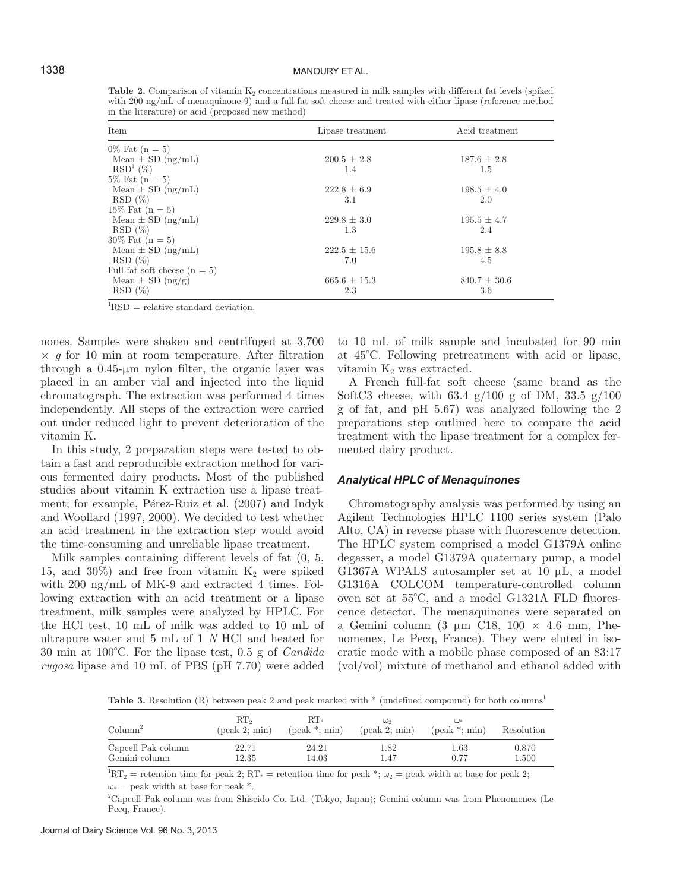**Table 2.** Comparison of vitamin $K_2$ concentrations measured in milk samples with different fat levels (spiked with 200 ng/mL of menaquinone-9) and a full-fat soft cheese and treated with either lipase (reference method in the literature) or acid (proposed new method)

| Item | Lipase treatment | Acid treatment |
|---|---|---|
| 0% Fat (n = 5) | | |
| Mean ± SD (ng/mL) | 200.5 ± 2.8 | 187.6 ± 2.8 |
| RSD[1] (%) | 1.4 | 1.5 |
| 5% Fat (n = 5) | | |
| Mean ± SD (ng/mL) | 222.8 ± 6.9 | 198.5 ± 4.0 |
| RSD (%) | 3.1 | 2.0 |
| 15% Fat (n = 5) | | |
| Mean ± SD (ng/mL) | 229.8 ± 3.0 | 195.5 ± 4.7 |
| RSD (%) | 1.3 | 2.4 |
| 30% Fat (n = 5) | | |
| Mean ± SD (ng/mL) | 222.5 ± 15.6 | 195.8 ± 8.8 |
| RSD (%) | 7.0 | 4.5 |
| Full-fat soft cheese (n = 5) | | |
| Mean ± SD (ng/g) | 665.6 ± 15.3 | 840.7 ± 30.6 |
| RSD (%) | 2.3 | 3.6 |

[1]RSD = relative standard deviation.

nones. Samples were shaken and centrifuged at 3,700 × *g* for 10 min at room temperature. After filtration through a 0.45-μm nylon filter, the organic layer was placed in an amber vial and injected into the liquid chromatograph. The extraction was performed 4 times independently. All steps of the extraction were carried out under reduced light to prevent deterioration of the vitamin K.

In this study, 2 preparation steps were tested to obtain a fast and reproducible extraction method for various fermented dairy products. Most of the published studies about vitamin K extraction use a lipase treatment; for example, Pérez-Ruiz et al. (2007) and Indyk and Woollard (1997, 2000). We decided to test whether an acid treatment in the extraction step would avoid the time-consuming and unreliable lipase treatment.

Milk samples containing different levels of fat (0, 5, 15, and 30%) and free from vitamin $K_2$ were spiked with 200 ng/mL of MK-9 and extracted 4 times. Following extraction with an acid treatment or a lipase treatment, milk samples were analyzed by HPLC. For the HCl test, 10 mL of milk was added to 10 mL of ultrapure water and 5 mL of 1 *N* HCl and heated for 30 min at 100°C. For the lipase test, 0.5 g of *Candida rugosa* lipase and 10 mL of PBS (pH 7.70) were added to 10 mL of milk sample and incubated for 90 min at 45°C. Following pretreatment with acid or lipase, vitamin $K_2$ was extracted.

A French full-fat soft cheese (same brand as the SoftC3 cheese, with 63.4 g/100 g of DM, 33.5 g/100 g of fat, and pH 5.67) was analyzed following the 2 preparations step outlined here to compare the acid treatment with the lipase treatment for a complex fermented dairy product.

### *Analytical HPLC of Menaquinones*

Chromatography analysis was performed by using an Agilent Technologies HPLC 1100 series system (Palo Alto, CA) in reverse phase with fluorescence detection. The HPLC system comprised a model G1379A online degasser, a model G1379A quaternary pump, a model G1367A WPALS autosampler set at 10 μL, a model G1316A COLCOM temperature-controlled column oven set at 55°C, and a model G1321A FLD fluorescence detector. The menaquinones were separated on a Gemini column (3 μm C18, 100 × 4.6 mm, Phenomenex, Le Pecq, France). They were eluted in isocratic mode with a mobile phase composed of an 83:17 (vol/vol) mixture of methanol and ethanol added with

**Table 3.** Resolution (R) between peak 2 and peak marked with * (undefined compound) for both columns[1]

| Column[2] | $RT_2$ (peak 2; min) | $RT_*$ (peak *; min) | $\omega_2$ (peak 2; min) | $\omega_*$ (peak *; min) | Resolution |
|---|---|---|---|---|---|
| Capcell Pak column | 22.71 | 24.21 | 1.82 | 1.63 | 0.870 |
| Gemini column | 12.35 | 14.03 | 1.47 | 0.77 | 1.500 |

[1]$RT_2$ = retention time for peak 2; $RT_*$ = retention time for peak *; $\omega_2$ = peak width at base for peak 2; $\omega_*$ = peak width at base for peak *.

[2]Capcell Pak column was from Shiseido Co. Ltd. (Tokyo, Japan); Gemini column was from Phenomenex (Le Pecq, France).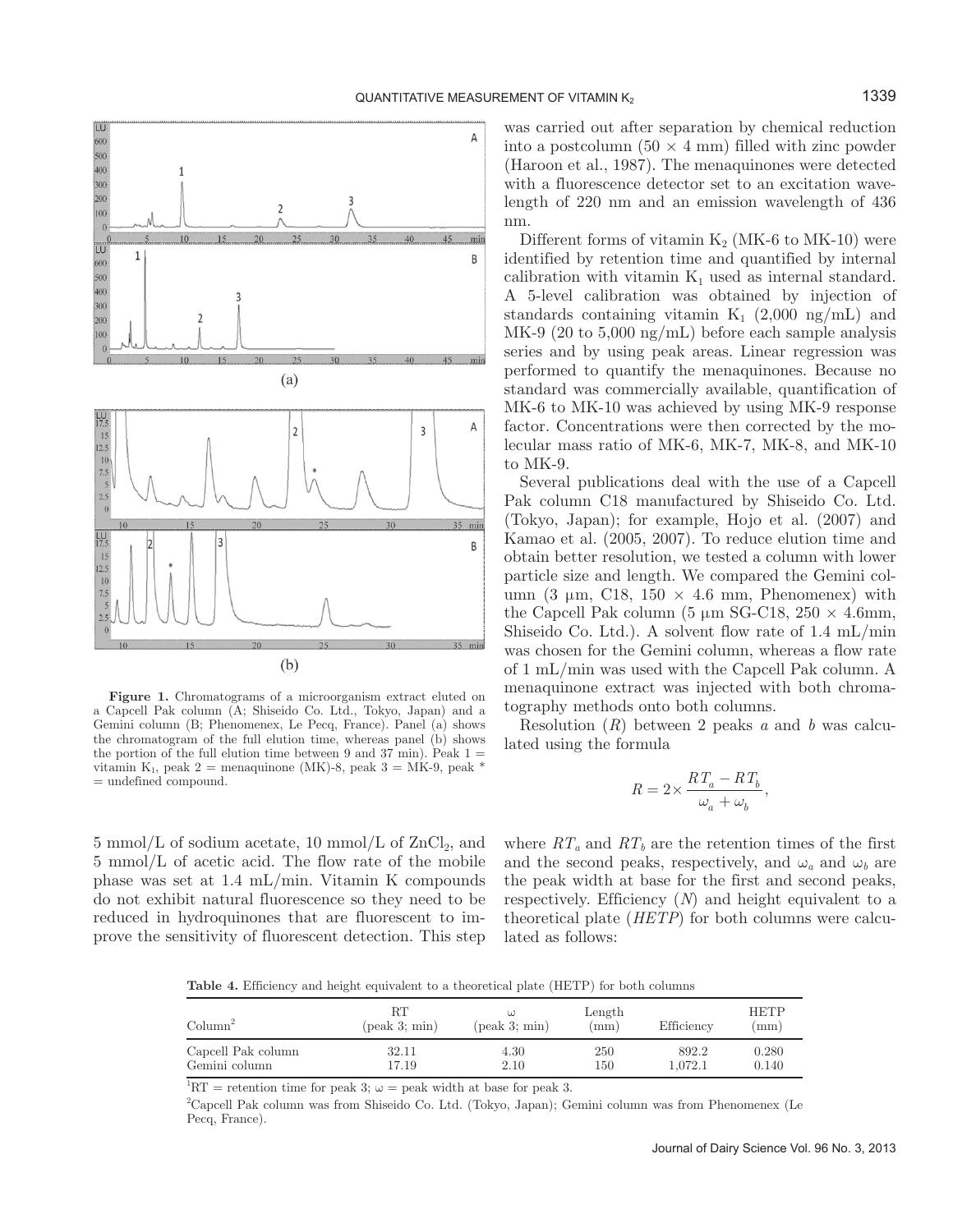**Figure 1.** Chromatograms of a microorganism extract eluted on a Capcell Pak column (A; Shiseido Co. Ltd., Tokyo, Japan) and a Gemini column (B; Phenomenex, Le Pecq, France). Panel (a) shows the chromatogram of the full elution time, whereas panel (b) shows the portion of the full elution time between 9 and 37 min). Peak 1 = vitamin $K_1$, peak 2 = menaquinone (MK)-8, peak 3 = MK-9, peak * = undefined compound.

5 mmol/L of sodium acetate, 10 mmol/L of $ZnCl_2$, and 5 mmol/L of acetic acid. The flow rate of the mobile phase was set at 1.4 mL/min. Vitamin K compounds do not exhibit natural fluorescence so they need to be reduced in hydroquinones that are fluorescent to improve the sensitivity of fluorescent detection. This step was carried out after separation by chemical reduction into a postcolumn (50 × 4 mm) filled with zinc powder (Haroon et al., 1987). The menaquinones were detected with a fluorescence detector set to an excitation wavelength of 220 nm and an emission wavelength of 436 nm.

Different forms of vitamin $K_2$ (MK-6 to MK-10) were identified by retention time and quantified by internal calibration with vitamin $K_1$ used as internal standard. A 5-level calibration was obtained by injection of standards containing vitamin $K_1$ (2,000 ng/mL) and MK-9 (20 to 5,000 ng/mL) before each sample analysis series and by using peak areas. Linear regression was performed to quantify the menaquinones. Because no standard was commercially available, quantification of MK-6 to MK-10 was achieved by using MK-9 response factor. Concentrations were then corrected by the molecular mass ratio of MK-6, MK-7, MK-8, and MK-10 to MK-9.

Several publications deal with the use of a Capcell Pak column C18 manufactured by Shiseido Co. Ltd. (Tokyo, Japan); for example, Hojo et al. (2007) and Kamao et al. (2005, 2007). To reduce elution time and obtain better resolution, we tested a column with lower particle size and length. We compared the Gemini column (3 μm, C18, 150 × 4.6 mm, Phenomenex) with the Capcell Pak column (5 μm SG-C18, 250 × 4.6mm, Shiseido Co. Ltd.). A solvent flow rate of 1.4 mL/min was chosen for the Gemini column, whereas a flow rate of 1 mL/min was used with the Capcell Pak column. A menaquinone extract was injected with both chromatography methods onto both columns.

Resolution ($R$) between 2 peaks $a$ and $b$ was calculated using the formula

$$R = 2 \times \frac{RT_a - RT_b}{\omega_a + \omega_b},$$

where $RT_a$ and $RT_b$ are the retention times of the first and the second peaks, respectively, and $\omega_a$ and $\omega_b$ are the peak width at base for the first and second peaks, respectively. Efficiency ($N$) and height equivalent to a theoretical plate ($HETP$) for both columns were calculated as follows:

**Table 4.** Efficiency and height equivalent to a theoretical plate (HETP) for both columns

| Column[2] | RT (peak 3; min) | ω (peak 3; min) | Length (mm) | Efficiency | HETP (mm) |
|---|---|---|---|---|---|
| Capcell Pak column | 32.11 | 4.30 | 250 | 892.2 | 0.280 |
| Gemini column | 17.19 | 2.10 | 150 | 1,072.1 | 0.140 |

[1]RT = retention time for peak 3; ω = peak width at base for peak 3.

[2]Capcell Pak column was from Shiseido Co. Ltd. (Tokyo, Japan); Gemini column was from Phenomenex (Le Pecq, France).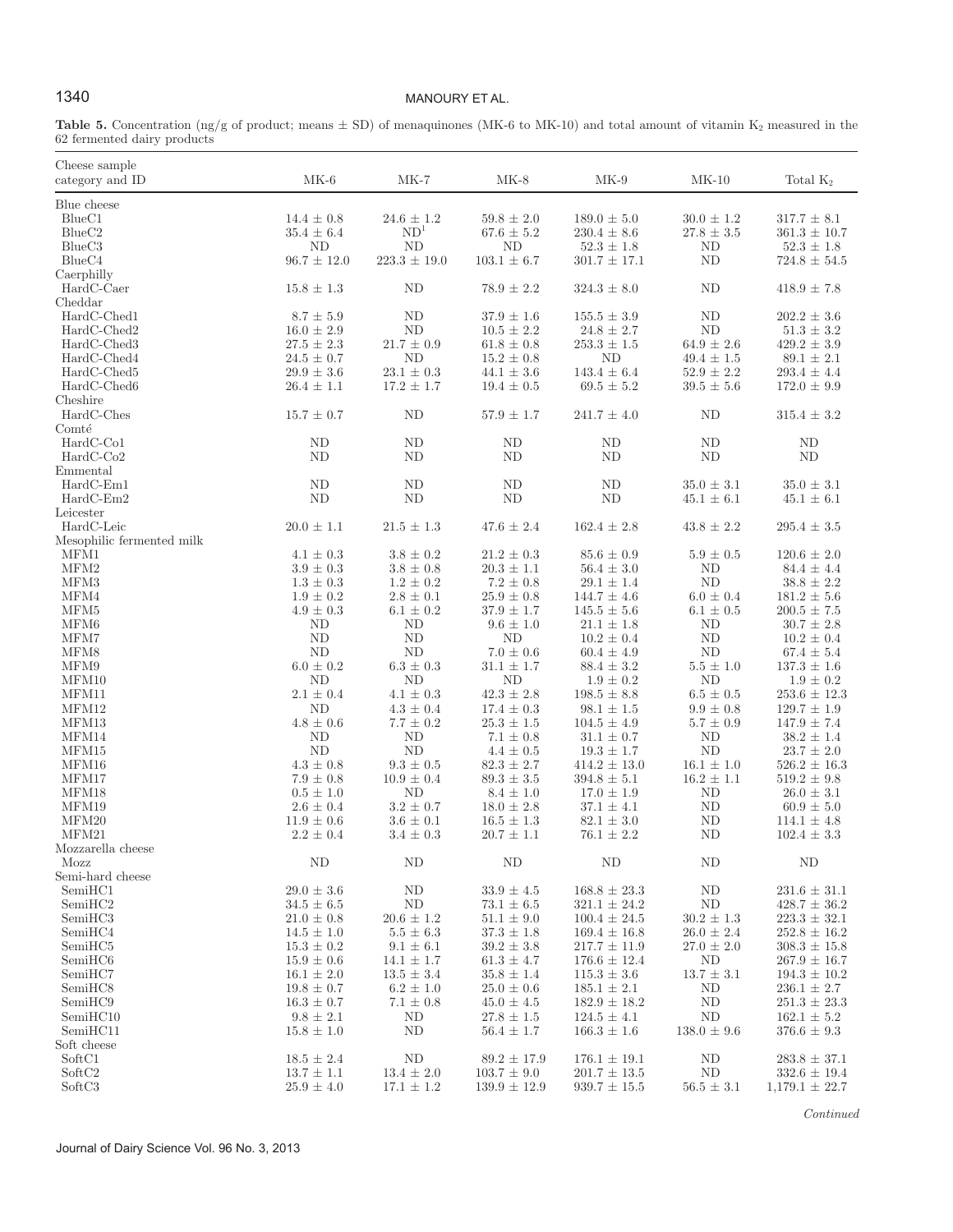**Table 5.** Concentration (ng/g of product; means ± SD) of menaquinones (MK-6 to MK-10) and total amount of vitamin $K_2$ measured in the 62 fermented dairy products

| Cheese sample category and ID | MK-6 | MK-7 | MK-8 | MK-9 | MK-10 | Total $K_2$ |
|---|---|---|---|---|---|---|
| Blue cheese | | | | | | |
| BlueC1 | 14.4 ± 0.8 | 24.6 ± 1.2 | 59.8 ± 2.0 | 189.0 ± 5.0 | 30.0 ± 1.2 | 317.7 ± 8.1 |
| BlueC2 | 35.4 ± 6.4 | ND[1] | 67.6 ± 5.2 | 230.4 ± 8.6 | 27.8 ± 3.5 | 361.3 ± 10.7 |
| BlueC3 | ND | ND | ND | 52.3 ± 1.8 | ND | 52.3 ± 1.8 |
| BlueC4 | 96.7 ± 12.0 | 223.3 ± 19.0 | 103.1 ± 6.7 | 301.7 ± 17.1 | ND | 724.8 ± 54.5 |
| Caerphilly | | | | | | |
| HardC-Caer | 15.8 ± 1.3 | ND | 78.9 ± 2.2 | 324.3 ± 8.0 | ND | 418.9 ± 7.8 |
| Cheddar | | | | | | |
| HardC-Ched1 | 8.7 ± 5.9 | ND | 37.9 ± 1.6 | 155.5 ± 3.9 | ND | 202.2 ± 3.6 |
| HardC-Ched2 | 16.0 ± 2.9 | ND | 10.5 ± 2.2 | 24.8 ± 2.7 | ND | 51.3 ± 3.2 |
| HardC-Ched3 | 27.5 ± 2.3 | 21.7 ± 0.9 | 61.8 ± 0.8 | 253.3 ± 1.5 | 64.9 ± 2.6 | 429.2 ± 3.9 |
| HardC-Ched4 | 24.5 ± 0.7 | ND | 15.2 ± 0.8 | ND | 49.4 ± 1.5 | 89.1 ± 2.1 |
| HardC-Ched5 | 29.9 ± 3.6 | 23.1 ± 0.3 | 44.1 ± 3.6 | 143.4 ± 6.4 | 52.9 ± 2.2 | 293.4 ± 4.4 |
| HardC-Ched6 | 26.4 ± 1.1 | 17.2 ± 1.7 | 19.4 ± 0.5 | 69.5 ± 5.2 | 39.5 ± 5.6 | 172.0 ± 9.9 |
| Cheshire | | | | | | |
| HardC-Ches | 15.7 ± 0.7 | ND | 57.9 ± 1.7 | 241.7 ± 4.0 | ND | 315.4 ± 3.2 |
| Comté | | | | | | |
| HardC-Co1 | ND | ND | ND | ND | ND | ND |
| HardC-Co2 | ND | ND | ND | ND | ND | ND |
| Emmental | | | | | | |
| HardC-Em1 | ND | ND | ND | ND | 35.0 ± 3.1 | 35.0 ± 3.1 |
| HardC-Em2 | ND | ND | ND | ND | 45.1 ± 6.1 | 45.1 ± 6.1 |
| Leicester | | | | | | |
| HardC-Leic | 20.0 ± 1.1 | 21.5 ± 1.3 | 47.6 ± 2.4 | 162.4 ± 2.8 | 43.8 ± 2.2 | 295.4 ± 3.5 |
| Mesophilic fermented milk | | | | | | |
| MFM1 | 4.1 ± 0.3 | 3.8 ± 0.2 | 21.2 ± 0.3 | 85.6 ± 0.9 | 5.9 ± 0.5 | 120.6 ± 2.0 |
| MFM2 | 3.9 ± 0.3 | 3.8 ± 0.8 | 20.3 ± 1.1 | 56.4 ± 3.0 | ND | 84.4 ± 4.4 |
| MFM3 | 1.3 ± 0.3 | 1.2 ± 0.2 | 7.2 ± 0.8 | 29.1 ± 1.4 | ND | 38.8 ± 2.2 |
| MFM4 | 1.9 ± 0.2 | 2.8 ± 0.1 | 25.9 ± 0.8 | 144.7 ± 4.6 | 6.0 ± 0.4 | 181.2 ± 5.6 |
| MFM5 | 4.9 ± 0.3 | 6.1 ± 0.2 | 37.9 ± 1.7 | 145.5 ± 5.6 | 6.1 ± 0.5 | 200.5 ± 7.5 |
| MFM6 | ND | ND | 9.6 ± 1.0 | 21.1 ± 1.8 | ND | 30.7 ± 2.8 |
| MFM7 | ND | ND | ND | 10.2 ± 0.4 | ND | 10.2 ± 0.4 |
| MFM8 | ND | ND | 7.0 ± 0.6 | 60.4 ± 4.9 | ND | 67.4 ± 5.4 |
| MFM9 | 6.0 ± 0.2 | 6.3 ± 0.3 | 31.1 ± 1.7 | 88.4 ± 3.2 | 5.5 ± 1.0 | 137.3 ± 1.6 |
| MFM10 | ND | ND | ND | 1.9 ± 0.2 | ND | 1.9 ± 0.2 |
| MFM11 | 2.1 ± 0.4 | 4.1 ± 0.3 | 42.3 ± 2.8 | 198.5 ± 8.8 | 6.5 ± 0.5 | 253.6 ± 12.3 |
| MFM12 | ND | 4.3 ± 0.4 | 17.4 ± 0.3 | 98.1 ± 1.5 | 9.9 ± 0.8 | 129.7 ± 1.9 |
| MFM13 | 4.8 ± 0.6 | 7.7 ± 0.2 | 25.3 ± 1.5 | 104.5 ± 4.9 | 5.7 ± 0.9 | 147.9 ± 7.4 |
| MFM14 | ND | ND | 7.1 ± 0.8 | 31.1 ± 0.7 | ND | 38.2 ± 1.4 |
| MFM15 | ND | ND | 4.4 ± 0.5 | 19.3 ± 1.7 | ND | 23.7 ± 2.0 |
| MFM16 | 4.3 ± 0.8 | 9.3 ± 0.5 | 82.3 ± 2.7 | 414.2 ± 13.0 | 16.1 ± 1.0 | 526.2 ± 16.3 |
| MFM17 | 7.9 ± 0.8 | 10.9 ± 0.4 | 89.3 ± 3.5 | 394.8 ± 5.1 | 16.2 ± 1.1 | 519.2 ± 9.8 |
| MFM18 | 0.5 ± 1.0 | ND | 8.4 ± 1.0 | 17.0 ± 1.9 | ND | 26.0 ± 3.1 |
| MFM19 | 2.6 ± 0.4 | 3.2 ± 0.7 | 18.0 ± 2.8 | 37.1 ± 4.1 | ND | 60.9 ± 5.0 |
| MFM20 | 11.9 ± 0.6 | 3.6 ± 0.1 | 16.5 ± 1.3 | 82.1 ± 3.0 | ND | 114.1 ± 4.8 |
| MFM21 | 2.2 ± 0.4 | 3.4 ± 0.3 | 20.7 ± 1.1 | 76.1 ± 2.2 | ND | 102.4 ± 3.3 |
| Mozzarella cheese | | | | | | |
| Mozz | ND | ND | ND | ND | ND | ND |
| Semi-hard cheese | | | | | | |
| SemiHC1 | 29.0 ± 3.6 | ND | 33.9 ± 4.5 | 168.8 ± 23.3 | ND | 231.6 ± 31.1 |
| SemiHC2 | 34.5 ± 6.5 | ND | 73.1 ± 6.5 | 321.1 ± 24.2 | ND | 428.7 ± 36.2 |
| SemiHC3 | 21.0 ± 0.8 | 20.6 ± 1.2 | 51.1 ± 9.0 | 100.4 ± 24.5 | 30.2 ± 1.3 | 223.3 ± 32.1 |
| SemiHC4 | 14.5 ± 1.0 | 5.5 ± 6.3 | 37.3 ± 1.8 | 169.4 ± 16.8 | 26.0 ± 2.4 | 252.8 ± 16.2 |
| SemiHC5 | 15.3 ± 0.2 | 9.1 ± 6.1 | 39.2 ± 3.8 | 217.7 ± 11.9 | 27.0 ± 2.0 | 308.3 ± 15.8 |
| SemiHC6 | 15.9 ± 0.6 | 14.1 ± 1.7 | 61.3 ± 4.7 | 176.6 ± 12.4 | ND | 267.9 ± 16.7 |
| SemiHC7 | 16.1 ± 2.0 | 13.5 ± 3.4 | 35.8 ± 1.4 | 115.3 ± 3.6 | 13.7 ± 3.1 | 194.3 ± 10.2 |
| SemiHC8 | 19.8 ± 0.7 | 6.2 ± 1.0 | 25.0 ± 0.6 | 185.1 ± 2.1 | ND | 236.1 ± 2.7 |
| SemiHC9 | 16.3 ± 0.7 | 7.1 ± 0.8 | 45.0 ± 4.5 | 182.9 ± 18.2 | ND | 251.3 ± 23.3 |
| SemiHC10 | 9.8 ± 2.1 | ND | 27.8 ± 1.5 | 124.5 ± 4.1 | ND | 162.1 ± 5.2 |
| SemiHC11 | 15.8 ± 1.0 | ND | 56.4 ± 1.7 | 166.3 ± 1.6 | 138.0 ± 9.6 | 376.6 ± 9.3 |
| Soft cheese | | | | | | |
| SoftC1 | 18.5 ± 2.4 | ND | 89.2 ± 17.9 | 176.1 ± 19.1 | ND | 283.8 ± 37.1 |
| SoftC2 | 13.7 ± 1.1 | 13.4 ± 2.0 | 103.7 ± 9.0 | 201.7 ± 13.5 | ND | 332.6 ± 19.4 |
| SoftC3 | 25.9 ± 4.0 | 17.1 ± 1.2 | 139.9 ± 12.9 | 939.7 ± 15.5 | 56.5 ± 3.1 | 1,179.1 ± 22.7 |

*Continued*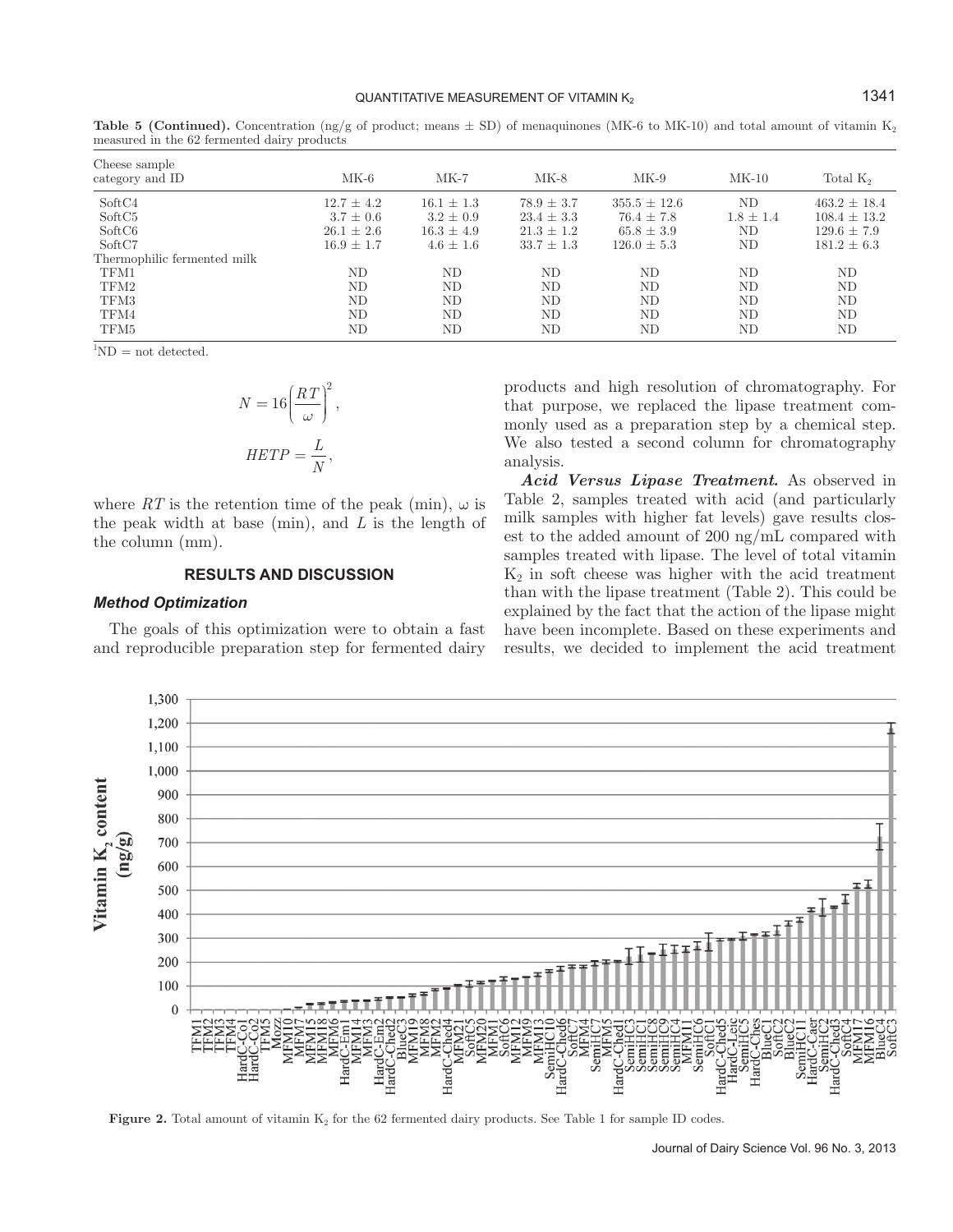**Table 5 (Continued).** Concentration (ng/g of product; means ± SD) of menaquinones (MK-6 to MK-10) and total amount of vitamin $K_2$ measured in the 62 fermented dairy products

| Cheese sample category and ID | MK-6 | MK-7 | MK-8 | MK-9 | MK-10 | Total $K_2$ |
|---|---|---|---|---|---|---|
| SoftC4 | 12.7 ± 4.2 | 16.1 ± 1.3 | 78.9 ± 3.7 | 355.5 ± 12.6 | ND | 463.2 ± 18.4 |
| SoftC5 | 3.7 ± 0.6 | 3.2 ± 0.9 | 23.4 ± 3.3 | 76.4 ± 7.8 | 1.8 ± 1.4 | 108.4 ± 13.2 |
| SoftC6 | 26.1 ± 2.6 | 16.3 ± 4.9 | 21.3 ± 1.2 | 65.8 ± 3.9 | ND | 129.6 ± 7.9 |
| SoftC7 | 16.9 ± 1.7 | 4.6 ± 1.6 | 33.7 ± 1.3 | 126.0 ± 5.3 | ND | 181.2 ± 6.3 |
| Thermophilic fermented milk | | | | | | |
| TFM1 | ND | ND | ND | ND | ND | ND |
| TFM2 | ND | ND | ND | ND | ND | ND |
| TFM3 | ND | ND | ND | ND | ND | ND |
| TFM4 | ND | ND | ND | ND | ND | ND |
| TFM5 | ND | ND | ND | ND | ND | ND |

[1]ND = not detected.

$$N = 16\left(\frac{RT}{\omega}\right)^2,$$

$$HETP = \frac{L}{N},$$

where $RT$ is the retention time of the peak (min), $\omega$ is the peak width at base (min), and $L$ is the length of the column (mm).

## RESULTS AND DISCUSSION

### Method Optimization

The goals of this optimization were to obtain a fast and reproducible preparation step for fermented dairy products and high resolution of chromatography. For that purpose, we replaced the lipase treatment commonly used as a preparation step by a chemical step. We also tested a second column for chromatography analysis.

***Acid Versus Lipase Treatment.*** As observed in Table 2, samples treated with acid (and particularly milk samples with higher fat levels) gave results closest to the added amount of 200 ng/mL compared with samples treated with lipase. The level of total vitamin $K_2$ in soft cheese was higher with the acid treatment than with the lipase treatment (Table 2). This could be explained by the fact that the action of the lipase might have been incomplete. Based on these experiments and results, we decided to implement the acid treatment

**Figure 2.** Total amount of vitamin $K_2$ for the 62 fermented dairy products. See Table 1 for sample ID codes.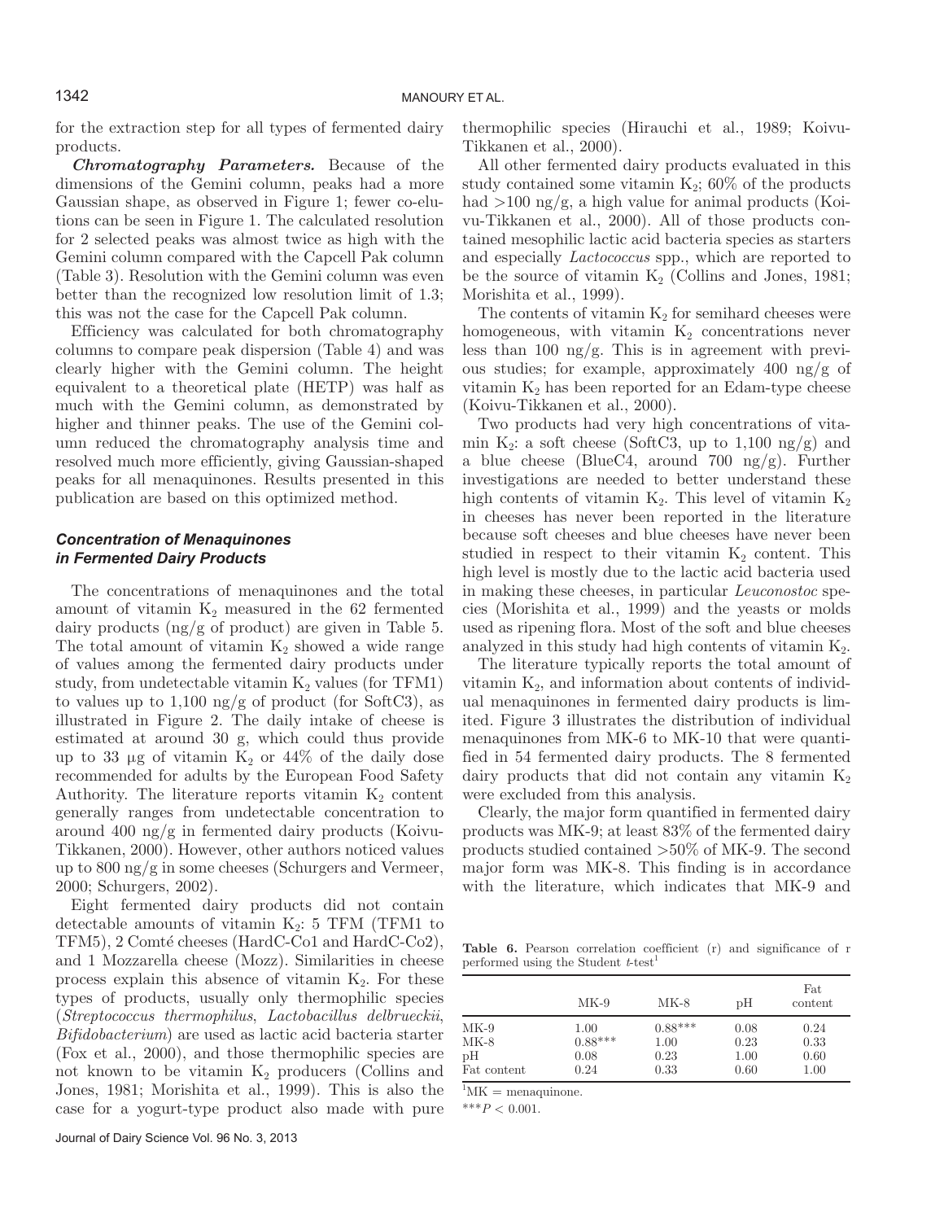for the extraction step for all types of fermented dairy products.

***Chromatography Parameters.*** Because of the dimensions of the Gemini column, peaks had a more Gaussian shape, as observed in Figure 1; fewer co-elutions can be seen in Figure 1. The calculated resolution for 2 selected peaks was almost twice as high with the Gemini column compared with the Capcell Pak column (Table 3). Resolution with the Gemini column was even better than the recognized low resolution limit of 1.3; this was not the case for the Capcell Pak column.

Efficiency was calculated for both chromatography columns to compare peak dispersion (Table 4) and was clearly higher with the Gemini column. The height equivalent to a theoretical plate (HETP) was half as much with the Gemini column, as demonstrated by higher and thinner peaks. The use of the Gemini column reduced the chromatography analysis time and resolved much more efficiently, giving Gaussian-shaped peaks for all menaquinones. Results presented in this publication are based on this optimized method.

### *Concentration of Menaquinones in Fermented Dairy Products*

The concentrations of menaquinones and the total amount of vitamin $K_2$ measured in the 62 fermented dairy products (ng/g of product) are given in Table 5. The total amount of vitamin $K_2$ showed a wide range of values among the fermented dairy products under study, from undetectable vitamin $K_2$ values (for TFM1) to values up to 1,100 ng/g of product (for SoftC3), as illustrated in Figure 2. The daily intake of cheese is estimated at around 30 g, which could thus provide up to 33 μg of vitamin $K_2$ or 44% of the daily dose recommended for adults by the European Food Safety Authority. The literature reports vitamin $K_2$ content generally ranges from undetectable concentration to around 400 ng/g in fermented dairy products (Koivu-Tikkanen, 2000). However, other authors noticed values up to 800 ng/g in some cheeses (Schurgers and Vermeer, 2000; Schurgers, 2002).

Eight fermented dairy products did not contain detectable amounts of vitamin $K_2$: 5 TFM (TFM1 to TFM5), 2 Comté cheeses (HardC-Co1 and HardC-Co2), and 1 Mozzarella cheese (Mozz). Similarities in cheese process explain this absence of vitamin $K_2$. For these types of products, usually only thermophilic species (*Streptococcus thermophilus*, *Lactobacillus delbrueckii*, *Bifidobacterium*) are used as lactic acid bacteria starter (Fox et al., 2000), and those thermophilic species are not known to be vitamin $K_2$ producers (Collins and Jones, 1981; Morishita et al., 1999). This is also the case for a yogurt-type product also made with pure thermophilic species (Hirauchi et al., 1989; Koivu-Tikkanen et al., 2000).

All other fermented dairy products evaluated in this study contained some vitamin $K_2$; 60% of the products had >100 ng/g, a high value for animal products (Koivu-Tikkanen et al., 2000). All of those products contained mesophilic lactic acid bacteria species as starters and especially *Lactococcus* spp., which are reported to be the source of vitamin $K_2$ (Collins and Jones, 1981; Morishita et al., 1999).

The contents of vitamin $K_2$ for semihard cheeses were homogeneous, with vitamin $K_2$ concentrations never less than 100 ng/g. This is in agreement with previous studies; for example, approximately 400 ng/g of vitamin $K_2$ has been reported for an Edam-type cheese (Koivu-Tikkanen et al., 2000).

Two products had very high concentrations of vitamin $K_2$: a soft cheese (SoftC3, up to 1,100 ng/g) and a blue cheese (BlueC4, around 700 ng/g). Further investigations are needed to better understand these high contents of vitamin $K_2$. This level of vitamin $K_2$ in cheeses has never been reported in the literature because soft cheeses and blue cheeses have never been studied in respect to their vitamin $K_2$ content. This high level is mostly due to the lactic acid bacteria used in making these cheeses, in particular *Leuconostoc* species (Morishita et al., 1999) and the yeasts or molds used as ripening flora. Most of the soft and blue cheeses analyzed in this study had high contents of vitamin $K_2$.

The literature typically reports the total amount of vitamin $K_2$, and information about contents of individual menaquinones in fermented dairy products is limited. Figure 3 illustrates the distribution of individual menaquinones from MK-6 to MK-10 that were quantified in 54 fermented dairy products. The 8 fermented dairy products that did not contain any vitamin $K_2$ were excluded from this analysis.

Clearly, the major form quantified in fermented dairy products was MK-9; at least 83% of the fermented dairy products studied contained >50% of MK-9. The second major form was MK-8. This finding is in accordance with the literature, which indicates that MK-9 and

**Table 6.** Pearson correlation coefficient (r) and significance of r performed using the Student *t*-test[1]

| | MK-9 | MK-8 | pH | Fat content |
|---|---|---|---|---|
| MK-9 | 1.00 | 0.88*** | 0.08 | 0.24 |
| MK-8 | 0.88*** | 1.00 | 0.23 | 0.33 |
| pH | 0.08 | 0.23 | 1.00 | 0.60 |
| Fat content | 0.24 | 0.33 | 0.60 | 1.00 |

[1]MK = menaquinone.

***$P < 0.001$.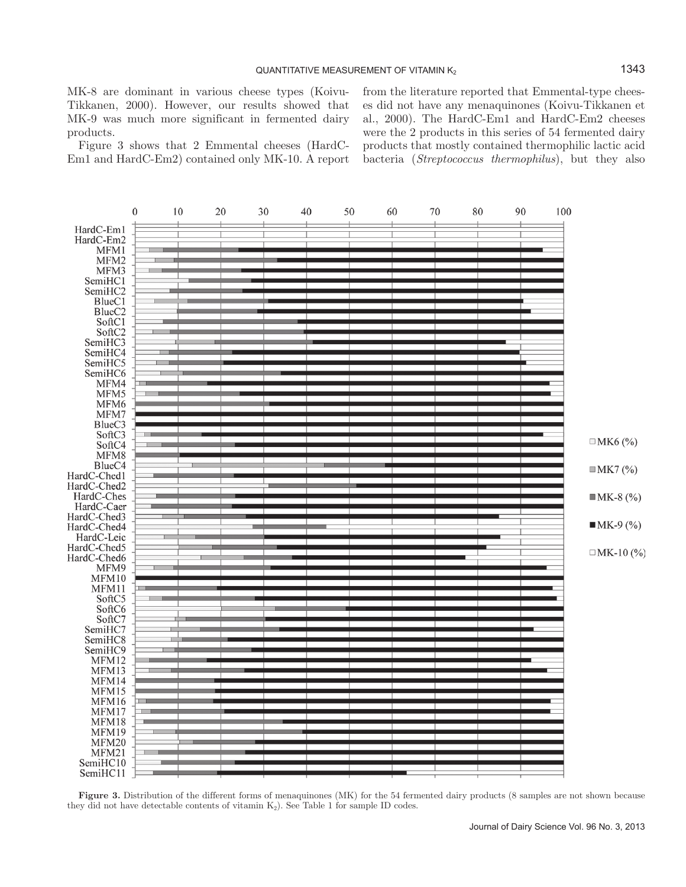MK-8 are dominant in various cheese types (Koivu-Tikkanen, 2000). However, our results showed that MK-9 was much more significant in fermented dairy products.

Figure 3 shows that 2 Emmental cheeses (HardC-Em1 and HardC-Em2) contained only MK-10. A report from the literature reported that Emmental-type cheeses did not have any menaquinones (Koivu-Tikkanen et al., 2000). The HardC-Em1 and HardC-Em2 cheeses were the 2 products in this series of 54 fermented dairy products that mostly contained thermophilic lactic acid bacteria (*Streptococcus thermophilus*), but they also

**Figure 3.** Distribution of the different forms of menaquinones (MK) for the 54 fermented dairy products (8 samples are not shown because they did not have detectable contents of vitamin $K_2$). See Table 1 for sample ID codes.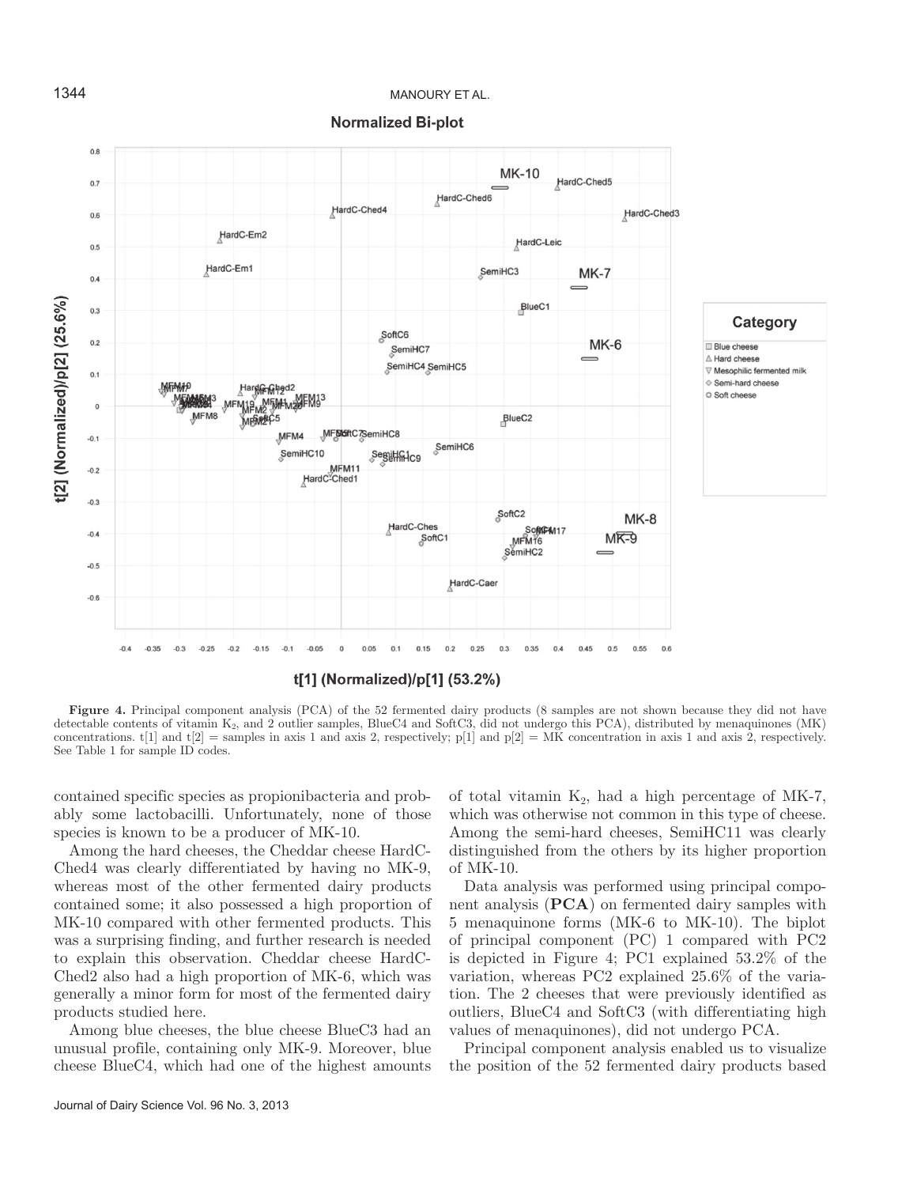**Figure 4.** Principal component analysis (PCA) of the 52 fermented dairy products (8 samples are not shown because they did not have detectable contents of vitamin $K_2$, and 2 outlier samples, BlueC4 and SoftC3, did not undergo this PCA), distributed by menaquinones (MK) concentrations. t[1] and t[2] = samples in axis 1 and axis 2, respectively; p[1] and p[2] = MK concentration in axis 1 and axis 2, respectively. See Table 1 for sample ID codes.

contained specific species as propionibacteria and probably some lactobacilli. Unfortunately, none of those species is known to be a producer of MK-10.

Among the hard cheeses, the Cheddar cheese HardC-Ched4 was clearly differentiated by having no MK-9, whereas most of the other fermented dairy products contained some; it also possessed a high proportion of MK-10 compared with other fermented products. This was a surprising finding, and further research is needed to explain this observation. Cheddar cheese HardC-Ched2 also had a high proportion of MK-6, which was generally a minor form for most of the fermented dairy products studied here.

Among blue cheeses, the blue cheese BlueC3 had an unusual profile, containing only MK-9. Moreover, blue cheese BlueC4, which had one of the highest amounts of total vitamin $K_2$, had a high percentage of MK-7, which was otherwise not common in this type of cheese. Among the semi-hard cheeses, SemiHC11 was clearly distinguished from the others by its higher proportion of MK-10.

Data analysis was performed using principal component analysis (**PCA**) on fermented dairy samples with 5 menaquinone forms (MK-6 to MK-10). The biplot of principal component (PC) 1 compared with PC2 is depicted in Figure 4; PC1 explained 53.2% of the variation, whereas PC2 explained 25.6% of the variation. The 2 cheeses that were previously identified as outliers, BlueC4 and SoftC3 (with differentiating high values of menaquinones), did not undergo PCA.

Principal component analysis enabled us to visualize the position of the 52 fermented dairy products based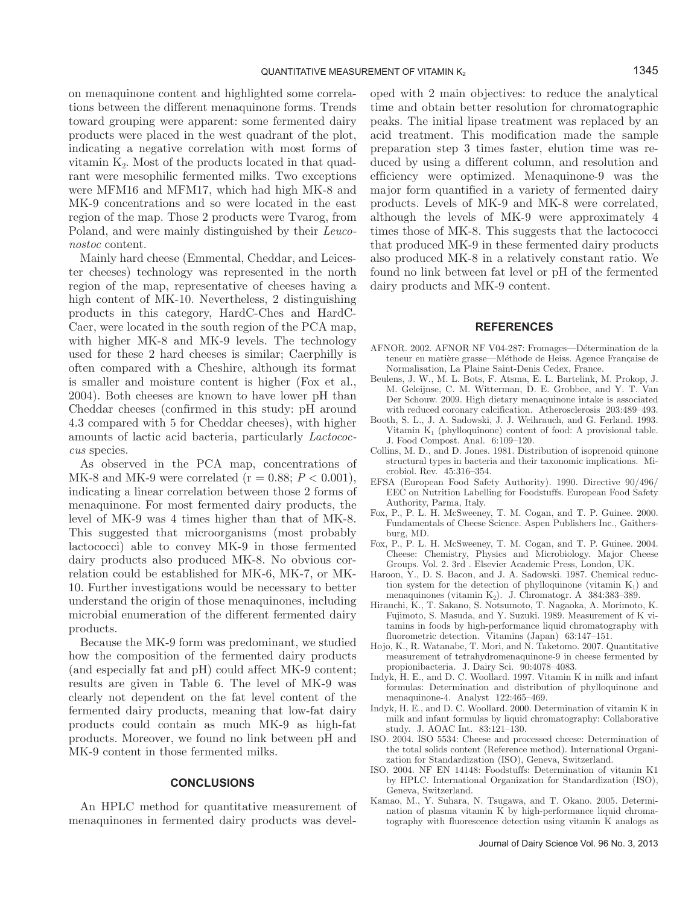on menaquinone content and highlighted some correlations between the different menaquinone forms. Trends toward grouping were apparent: some fermented dairy products were placed in the west quadrant of the plot, indicating a negative correlation with most forms of vitamin $K_2$. Most of the products located in that quadrant were mesophilic fermented milks. Two exceptions were MFM16 and MFM17, which had high MK-8 and MK-9 concentrations and so were located in the east region of the map. Those 2 products were Tvarog, from Poland, and were mainly distinguished by their *Leuconostoc* content.

Mainly hard cheese (Emmental, Cheddar, and Leicester cheeses) technology was represented in the north region of the map, representative of cheeses having a high content of MK-10. Nevertheless, 2 distinguishing products in this category, HardC-Ches and HardC-Caer, were located in the south region of the PCA map, with higher MK-8 and MK-9 levels. The technology used for these 2 hard cheeses is similar; Caerphilly is often compared with a Cheshire, although its format is smaller and moisture content is higher (Fox et al., 2004). Both cheeses are known to have lower pH than Cheddar cheeses (confirmed in this study: pH around 4.3 compared with 5 for Cheddar cheeses), with higher amounts of lactic acid bacteria, particularly *Lactococcus* species.

As observed in the PCA map, concentrations of MK-8 and MK-9 were correlated ($r = 0.88$; $P < 0.001$), indicating a linear correlation between those 2 forms of menaquinone. For most fermented dairy products, the level of MK-9 was 4 times higher than that of MK-8. This suggested that microorganisms (most probably lactococci) able to convey MK-9 in those fermented dairy products also produced MK-8. No obvious correlation could be established for MK-6, MK-7, or MK-10. Further investigations would be necessary to better understand the origin of those menaquinones, including microbial enumeration of the different fermented dairy products.

Because the MK-9 form was predominant, we studied how the composition of the fermented dairy products (and especially fat and pH) could affect MK-9 content; results are given in Table 6. The level of MK-9 was clearly not dependent on the fat level content of the fermented dairy products, meaning that low-fat dairy products could contain as much MK-9 as high-fat products. Moreover, we found no link between pH and MK-9 content in those fermented milks.

## CONCLUSIONS

An HPLC method for quantitative measurement of menaquinones in fermented dairy products was developed with 2 main objectives: to reduce the analytical time and obtain better resolution for chromatographic peaks. The initial lipase treatment was replaced by an acid treatment. This modification made the sample preparation step 3 times faster, elution time was reduced by using a different column, and resolution and efficiency were optimized. Menaquinone-9 was the major form quantified in a variety of fermented dairy products. Levels of MK-9 and MK-8 were correlated, although the levels of MK-9 were approximately 4 times those of MK-8. This suggests that the lactococci that produced MK-9 in these fermented dairy products also produced MK-8 in a relatively constant ratio. We found no link between fat level or pH of the fermented dairy products and MK-9 content.

## REFERENCES

- AFNOR. 2002. AFNOR NF V04-287: Fromages—Détermination de la teneur en matière grasse—Méthode de Heiss. Agence Française de Normalisation, La Plaine Saint-Denis Cedex, France.
- Beulens, J. W., M. L. Bots, F. Atsma, E. L. Bartelink, M. Prokop, J. M. Geleijnse, C. M. Witterman, D. E. Grobbee, and Y. T. Van Der Schouw. 2009. High dietary menaquinone intake is associated with reduced coronary calcification. Atherosclerosis 203:489–493.
- Booth, S. L., J. A. Sadowski, J. J. Weihrauch, and G. Ferland. 1993. Vitamin $K_1$ (phylloquinone) content of food: A provisional table. J. Food Compost. Anal. 6:109–120.
- Collins, M. D., and D. Jones. 1981. Distribution of isoprenoid quinone structural types in bacteria and their taxonomic implications. Microbiol. Rev. 45:316–354.
- EFSA (European Food Safety Authority). 1990. Directive 90/496/EEC on Nutrition Labelling for Foodstuffs. European Food Safety Authority, Parma, Italy.
- Fox, P., P. L. H. McSweeney, T. M. Cogan, and T. P. Guinee. 2000. Fundamentals of Cheese Science. Aspen Publishers Inc., Gaithersburg, MD.
- Fox, P., P. L. H. McSweeney, T. M. Cogan, and T. P. Guinee. 2004. Cheese: Chemistry, Physics and Microbiology. Major Cheese Groups. Vol. 2. 3rd . Elsevier Academic Press, London, UK.
- Haroon, Y., D. S. Bacon, and J. A. Sadowski. 1987. Chemical reduction system for the detection of phylloquinone (vitamin $K_1$) and menaquinones (vitamin $K_2$). J. Chromatogr. A 384:383–389.
- Hirauchi, K., T. Sakano, S. Notsumoto, T. Nagaoka, A. Morimoto, K. Fujimoto, S. Masuda, and Y. Suzuki. 1989. Measurement of K vitamins in foods by high-performance liquid chromatography with fluorometric detection. Vitamins (Japan) 63:147–151.
- Hojo, K., R. Watanabe, T. Mori, and N. Taketomo. 2007. Quantitative measurement of tetrahydromenaquinone-9 in cheese fermented by propionibacteria. J. Dairy Sci. 90:4078–4083.
- Indyk, H. E., and D. C. Woollard. 1997. Vitamin K in milk and infant formulas: Determination and distribution of phylloquinone and menaquinone-4. Analyst 122:465–469.
- Indyk, H. E., and D. C. Woollard. 2000. Determination of vitamin K in milk and infant formulas by liquid chromatography: Collaborative study. J. AOAC Int. 83:121–130.
- ISO. 2004. ISO 5534: Cheese and processed cheese: Determination of the total solids content (Reference method). International Organization for Standardization (ISO), Geneva, Switzerland.
- ISO. 2004. NF EN 14148: Foodstuffs: Determination of vitamin K1 by HPLC. International Organization for Standardization (ISO), Geneva, Switzerland.
- Kamao, M., Y. Suhara, N. Tsugawa, and T. Okano. 2005. Determination of plasma vitamin K by high-performance liquid chromatography with fluorescence detection using vitamin K analogs as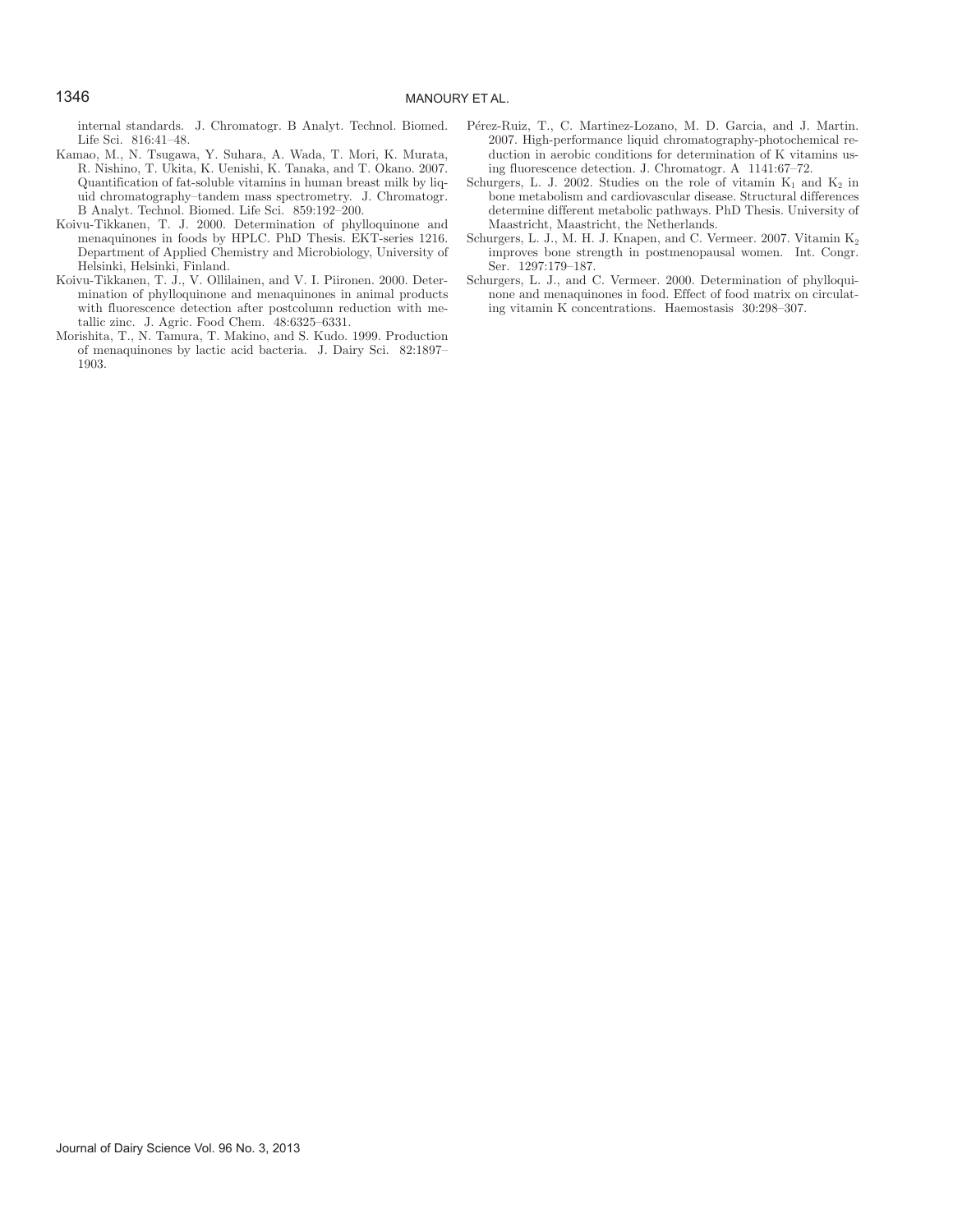internal standards. J. Chromatogr. B Analyt. Technol. Biomed. Life Sci. 816:41–48.

Kamao, M., N. Tsugawa, Y. Suhara, A. Wada, T. Mori, K. Murata, R. Nishino, T. Ukita, K. Uenishi, K. Tanaka, and T. Okano. 2007. Quantification of fat-soluble vitamins in human breast milk by liquid chromatography–tandem mass spectrometry. J. Chromatogr. B Analyt. Technol. Biomed. Life Sci. 859:192–200.

Koivu-Tikkanen, T. J. 2000. Determination of phylloquinone and menaquinones in foods by HPLC. PhD Thesis. EKT-series 1216. Department of Applied Chemistry and Microbiology, University of Helsinki, Helsinki, Finland.

Koivu-Tikkanen, T. J., V. Ollilainen, and V. I. Piironen. 2000. Determination of phylloquinone and menaquinones in animal products with fluorescence detection after postcolumn reduction with metallic zinc. J. Agric. Food Chem. 48:6325–6331.

Morishita, T., N. Tamura, T. Makino, and S. Kudo. 1999. Production of menaquinones by lactic acid bacteria. J. Dairy Sci. 82:1897–1903.

Pérez-Ruiz, T., C. Martinez-Lozano, M. D. Garcia, and J. Martin. 2007. High-performance liquid chromatography-photochemical reduction in aerobic conditions for determination of K vitamins using fluorescence detection. J. Chromatogr. A 1141:67–72.

Schurgers, L. J. 2002. Studies on the role of vitamin $K_1$ and $K_2$ in bone metabolism and cardiovascular disease. Structural differences determine different metabolic pathways. PhD Thesis. University of Maastricht, Maastricht, the Netherlands.

Schurgers, L. J., M. H. J. Knapen, and C. Vermeer. 2007. Vitamin $K_2$ improves bone strength in postmenopausal women. Int. Congr. Ser. 1297:179–187.

Schurgers, L. J., and C. Vermeer. 2000. Determination of phylloquinone and menaquinones in food. Effect of food matrix on circulating vitamin K concentrations. Haemostasis 30:298–307.